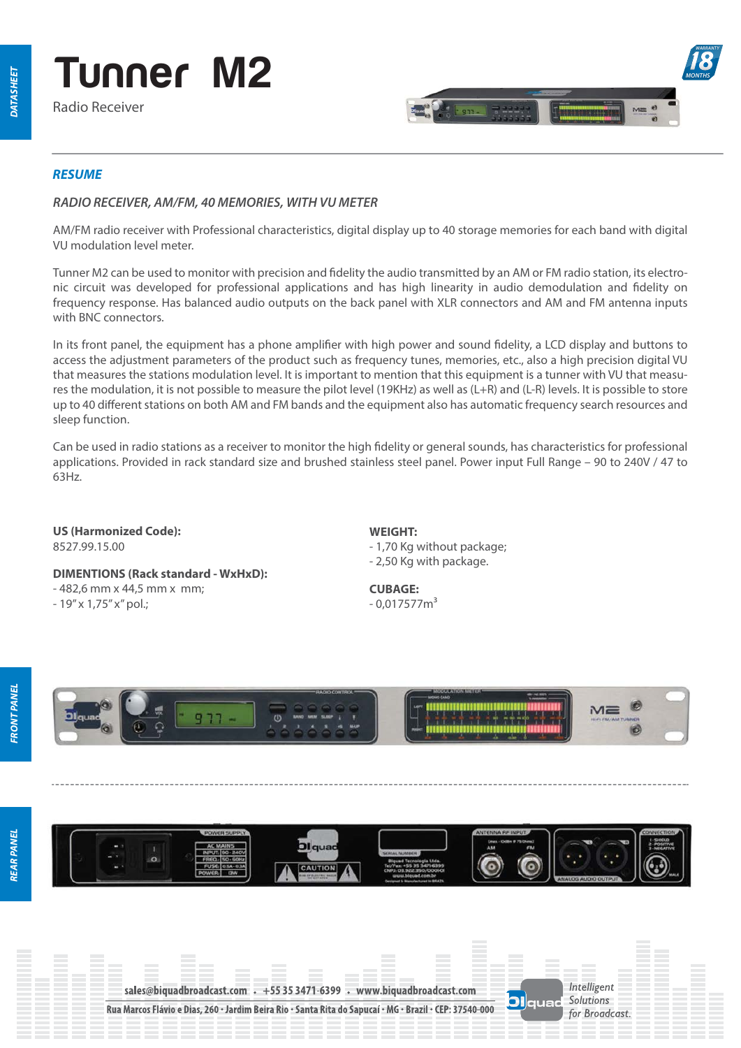# Tunner M2

Radio Receiver

## RESUME

### RADIO RECEIVER, AM/FM, 40 MEMORIES, WITH VU METER

AM/FM radio receiver with Professional characteristics, digital display up to 40 storage memories for each band with digital VU modulation level meter.

Tunner M2 can be used to monitor with precision and fidelity the audio transmitted by an AM or FM radio station, its electronic circuit was developed for professional applications and has high linearity in audio demodulation and fidelity on frequency response. Has balanced audio outputs on the back panel with XLR connectors and AM and FM antenna inputs with BNC connectors.

In its front panel, the equipment has a phone amplifier with high power and sound fidelity, a LCD display and buttons to access the adjustment parameters of the product such as frequency tunes, memories, etc., also a high precision digital VU that measures the stations modulation level. It is important to mention that this equipment is a tunner with VU that measures the modulation, it is not possible to measure the pilot level (19KHz) as well as (L+R) and (L-R) levels. It is possible to store up to 40 different stations on both AM and FM bands and the equipment also has automatic frequency search resources and sleep function.

Can be used in radio stations as a receiver to monitor the high fidelity or general sounds, has characteristics for professional applications. Provided in rack standard size and brushed stainless steel panel. Power input Full Range – 90 to 240V / 47 to 63Hz.

**US (Harmonized Code):**
8527.99.15.00

**DIMENTIONS (Rack standard - WxHxD):**
- 482,6 mm x 44,5 mm x mm;
- 19" x 1,75" x" pol.;

**WEIGHT:**
- 1,70 Kg without package;
- 2,50 Kg with package.

**CUBAGE:**
- 0,017577m$^3$

**FRONT PANEL**

**REAR PANEL**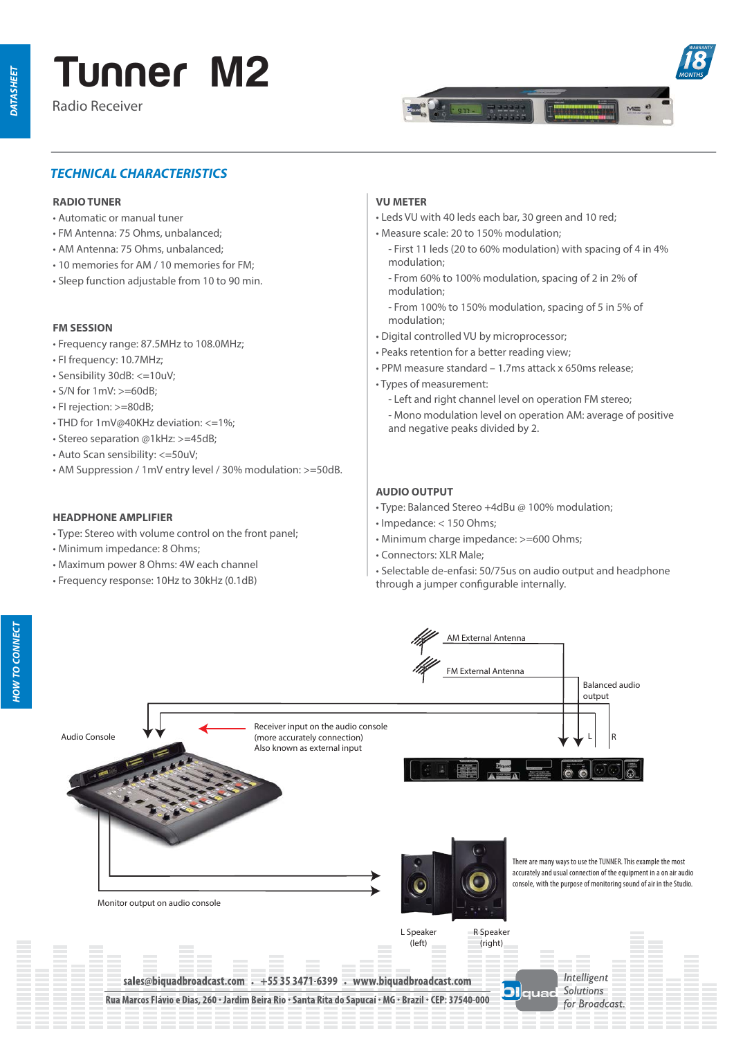# Tunner M2

Radio Receiver

## TECHNICAL CHARACTERISTICS

### RADIO TUNER

- Automatic or manual tuner
- FM Antenna: 75 Ohms, unbalanced;
- AM Antenna: 75 Ohms, unbalanced;
- 10 memories for AM / 10 memories for FM;
- Sleep function adjustable from 10 to 90 min.

### FM SESSION

- Frequency range: 87.5MHz to 108.0MHz;
- FI frequency: 10.7MHz;
- Sensibility 30dB: <=10uV;
- S/N for 1mV: >=60dB;
- FI rejection: >=80dB;
- THD for 1mV@40KHz deviation: <=1%;
- Stereo separation @1kHz: >=45dB;
- Auto Scan sensibility: <=50uV;
- AM Suppression / 1mV entry level / 30% modulation: >=50dB.

### HEADPHONE AMPLIFIER

- Type: Stereo with volume control on the front panel;
- Minimum impedance: 8 Ohms;
- Maximum power 8 Ohms: 4W each channel
- Frequency response: 10Hz to 30kHz (0.1dB)

### VU METER

- Leds VU with 40 leds each bar, 30 green and 10 red;
- Measure scale: 20 to 150% modulation;
  - First 11 leds (20 to 60% modulation) with spacing of 4 in 4% modulation;
  - From 60% to 100% modulation, spacing of 2 in 2% of modulation;
  - From 100% to 150% modulation, spacing of 5 in 5% of modulation;
- Digital controlled VU by microprocessor;
- Peaks retention for a better reading view;
- PPM measure standard – 1.7ms attack x 650ms release;
- Types of measurement:
  - Left and right channel level on operation FM stereo;
  - Mono modulation level on operation AM: average of positive and negative peaks divided by 2.

### AUDIO OUTPUT

- Type: Balanced Stereo +4dBu @ 100% modulation;
- Impedance: < 150 Ohms;
- Minimum charge impedance: >=600 Ohms;
- Connectors: XLR Male;
- Selectable de-enfasi: 50/75us on audio output and headphone through a jumper configurable internally.

## HOW TO CONNECT

AM External Antenna

FM External Antenna

Balanced audio output

L

R

Audio Console

Receiver input on the audio console (more accurately connection) Also known as external input

Monitor output on audio console

L Speaker (left)

R Speaker (right)

There are many ways to use the TUNNER. This example the most accurately and usual connection of the equipment in a on air audio console, with the purpose of monitoring sound of air in the Studio.

sales@biquadbroadcast.com . +55 35 3471-6399 . www.biquadbroadcast.com

Rua Marcos Flávio e Dias, 260 • Jardim Beira Rio • Santa Rita do Sapucaí • MG • Brazil • CEP: 37540-000

Intelligent Solutions for Broadcast.